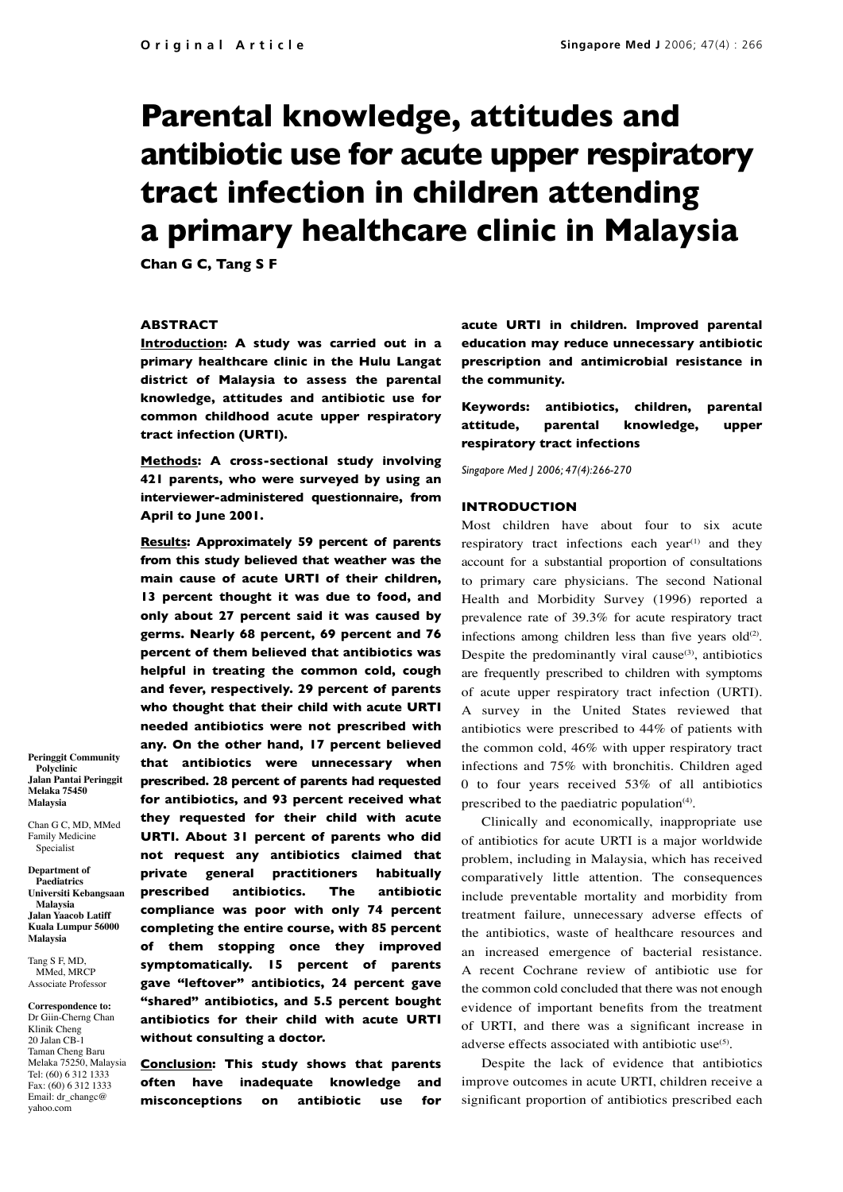# Parental knowledge, attitudes and antibiotic use for acute upper respiratory tract infection in children attending a primary healthcare clinic in Malaysia

**Chan G C, Tang S F**

## ABSTRACT

**Introduction: A study was carried out in a primary healthcare clinic in the Hulu Langat district of Malaysia to assess the parental knowledge, attitudes and antibiotic use for common childhood acute upper respiratory tract infection (URTI).**

**Methods: A cross-sectional study involving 421 parents, who were surveyed by using an interviewer-administered questionnaire, from April to June 2001.**

**Results: Approximately 59 percent of parents from this study believed that weather was the main cause of acute URTI of their children, 13 percent thought it was due to food, and only about 27 percent said it was caused by germs. Nearly 68 percent, 69 percent and 76 percent of them believed that antibiotics was helpful in treating the common cold, cough and fever, respectively. 29 percent of parents who thought that their child with acute URTI needed antibiotics were not prescribed with any. On the other hand, 17 percent believed that antibiotics were unnecessary when prescribed. 28 percent of parents had requested for antibiotics, and 93 percent received what they requested for their child with acute URTI. About 31 percent of parents who did not request any antibiotics claimed that private general practitioners habitually prescribed antibiotics. The antibiotic compliance was poor with only 74 percent completing the entire course, with 85 percent of them stopping once they improved symptomatically. 15 percent of parents gave "leftover" antibiotics, 24 percent gave "shared" antibiotics, and 5.5 percent bought antibiotics for their child with acute URTI without consulting a doctor.**

**Conclusion: This study shows that parents often have inadequate knowledge and misconceptions on antibiotic use for acute URTI in children. Improved parental education may reduce unnecessary antibiotic prescription and antimicrobial resistance in the community.**

**Keywords: antibiotics, children, parental attitude, parental knowledge, upper respiratory tract infections**

*Singapore Med J 2006; 47(4):266-270*

**Peringgit Community Polyclinic**
**Jalan Pantai Peringgit**
**Melaka 75450**
**Malaysia**

Chan G C, MD, MMed
Family Medicine Specialist

**Department of Paediatrics**
**Universiti Kebangsaan Malaysia**
**Jalan Yaacob Latiff**
**Kuala Lumpur 56000**
**Malaysia**

Tang S F, MD, MMed, MRCP
Associate Professor

**Correspondence to:**
Dr Giin-Cherng Chan
Klinik Cheng
20 Jalan CB-1
Taman Cheng Baru
Melaka 75250, Malaysia
Tel: (60) 6 312 1333
Fax: (60) 6 312 1333
Email: dr_changc@yahoo.com

## INTRODUCTION

Most children have about four to six acute respiratory tract infections each year[1] and they account for a substantial proportion of consultations to primary care physicians. The second National Health and Morbidity Survey (1996) reported a prevalence rate of 39.3% for acute respiratory tract infections among children less than five years old[2]. Despite the predominantly viral cause[3], antibiotics are frequently prescribed to children with symptoms of acute upper respiratory tract infection (URTI). A survey in the United States reviewed that antibiotics were prescribed to 44% of patients with the common cold, 46% with upper respiratory tract infections and 75% with bronchitis. Children aged 0 to four years received 53% of all antibiotics prescribed to the paediatric population[4].

Clinically and economically, inappropriate use of antibiotics for acute URTI is a major worldwide problem, including in Malaysia, which has received comparatively little attention. The consequences include preventable mortality and morbidity from treatment failure, unnecessary adverse effects of the antibiotics, waste of healthcare resources and an increased emergence of bacterial resistance. A recent Cochrane review of antibiotic use for the common cold concluded that there was not enough evidence of important benefits from the treatment of URTI, and there was a significant increase in adverse effects associated with antibiotic use[5].

Despite the lack of evidence that antibiotics improve outcomes in acute URTI, children receive a significant proportion of antibiotics prescribed each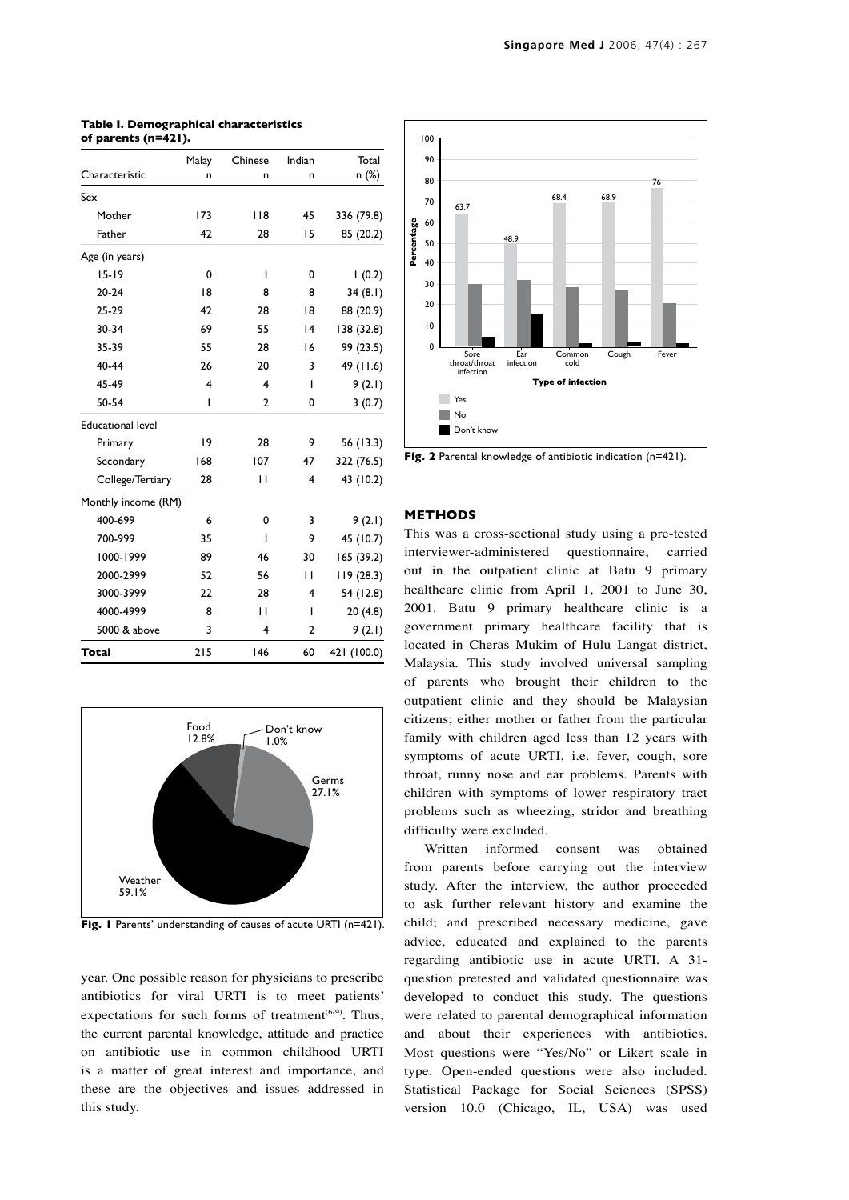**Table I. Demographical characteristics of parents (n=421).**

| Characteristic | Malay n | Chinese n | Indian n | Total n (%) |
|---|---|---|---|---|
| Sex | | | | |
| Mother | 173 | 118 | 45 | 336 (79.8) |
| Father | 42 | 28 | 15 | 85 (20.2) |
| Age (in years) | | | | |
| 15-19 | 0 | 1 | 0 | 1 (0.2) |
| 20-24 | 18 | 8 | 8 | 34 (8.1) |
| 25-29 | 42 | 28 | 18 | 88 (20.9) |
| 30-34 | 69 | 55 | 14 | 138 (32.8) |
| 35-39 | 55 | 28 | 16 | 99 (23.5) |
| 40-44 | 26 | 20 | 3 | 49 (11.6) |
| 45-49 | 4 | 4 | 1 | 9 (2.1) |
| 50-54 | 1 | 2 | 0 | 3 (0.7) |
| Educational level | | | | |
| Primary | 19 | 28 | 9 | 56 (13.3) |
| Secondary | 168 | 107 | 47 | 322 (76.5) |
| College/Tertiary | 28 | 11 | 4 | 43 (10.2) |
| Monthly income (RM) | | | | |
| 400-699 | 6 | 0 | 3 | 9 (2.1) |
| 700-999 | 35 | 1 | 9 | 45 (10.7) |
| 1000-1999 | 89 | 46 | 30 | 165 (39.2) |
| 2000-2999 | 52 | 56 | 11 | 119 (28.3) |
| 3000-3999 | 22 | 28 | 4 | 54 (12.8) |
| 4000-4999 | 8 | 11 | 1 | 20 (4.8) |
| 5000 & above | 3 | 4 | 2 | 9 (2.1) |
| **Total** | 215 | 146 | 60 | 421 (100.0) |

Food 12.8%, Don't know 1.0%, Germs 27.1%, Weather 59.1%

**Fig. 1** Parents' understanding of causes of acute URTI (n=421).

year. One possible reason for physicians to prescribe antibiotics for viral URTI is to meet patients' expectations for such forms of treatment[6-9]. Thus, the current parental knowledge, attitude and practice on antibiotic use in common childhood URTI is a matter of great interest and importance, and these are the objectives and issues addressed in this study.

| Type of infection | Yes | No | Don't know |
|---|---|---|---|
| Sore throat/throat infection | 63.7 | | |
| Ear infection | 48.9 | | |
| Common cold | 68.4 | | |
| Cough | 68.9 | | |
| Fever | 76 | | |

**Fig. 2** Parental knowledge of antibiotic indication (n=421).

## METHODS

This was a cross-sectional study using a pre-tested interviewer-administered questionnaire, carried out in the outpatient clinic at Batu 9 primary healthcare clinic from April 1, 2001 to June 30, 2001. Batu 9 primary healthcare clinic is a government primary healthcare facility that is located in Cheras Mukim of Hulu Langat district, Malaysia. This study involved universal sampling of parents who brought their children to the outpatient clinic and they should be Malaysian citizens; either mother or father from the particular family with children aged less than 12 years with symptoms of acute URTI, i.e. fever, cough, sore throat, runny nose and ear problems. Parents with children with symptoms of lower respiratory tract problems such as wheezing, stridor and breathing difficulty were excluded.

Written informed consent was obtained from parents before carrying out the interview study. After the interview, the author proceeded to ask further relevant history and examine the child; and prescribed necessary medicine, gave advice, educated and explained to the parents regarding antibiotic use in acute URTI. A 31-question pretested and validated questionnaire was developed to conduct this study. The questions were related to parental demographical information and about their experiences with antibiotics. Most questions were "Yes/No" or Likert scale in type. Open-ended questions were also included. Statistical Package for Social Sciences (SPSS) version 10.0 (Chicago, IL, USA) was used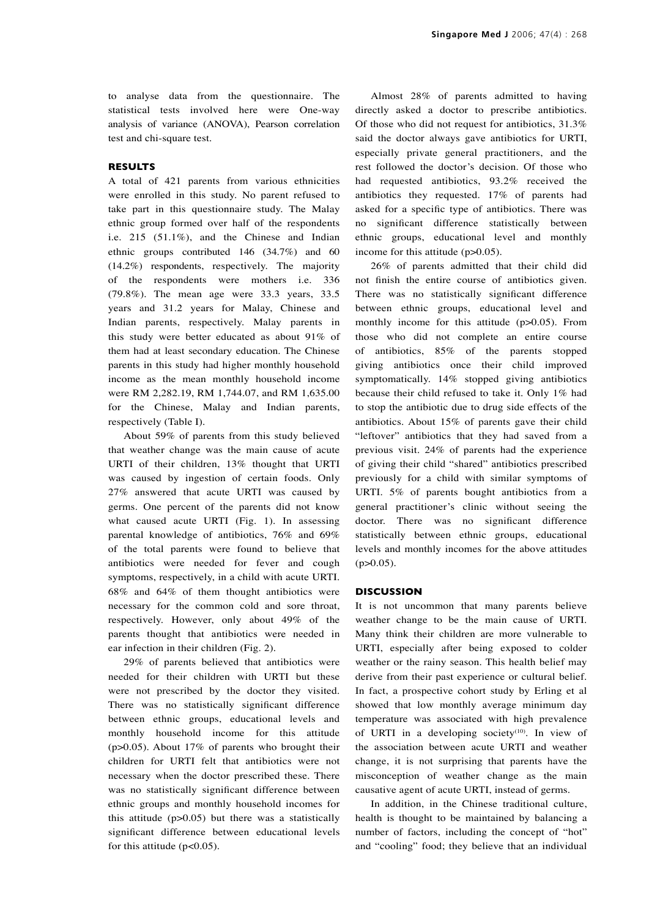to analyse data from the questionnaire. The statistical tests involved here were One-way analysis of variance (ANOVA), Pearson correlation test and chi-square test.

## RESULTS

A total of 421 parents from various ethnicities were enrolled in this study. No parent refused to take part in this questionnaire study. The Malay ethnic group formed over half of the respondents i.e. 215 (51.1%), and the Chinese and Indian ethnic groups contributed 146 (34.7%) and 60 (14.2%) respondents, respectively. The majority of the respondents were mothers i.e. 336 (79.8%). The mean age were 33.3 years, 33.5 years and 31.2 years for Malay, Chinese and Indian parents, respectively. Malay parents in this study were better educated as about 91% of them had at least secondary education. The Chinese parents in this study had higher monthly household income as the mean monthly household income were RM 2,282.19, RM 1,744.07, and RM 1,635.00 for the Chinese, Malay and Indian parents, respectively (Table I).

About 59% of parents from this study believed that weather change was the main cause of acute URTI of their children, 13% thought that URTI was caused by ingestion of certain foods. Only 27% answered that acute URTI was caused by germs. One percent of the parents did not know what caused acute URTI (Fig. 1). In assessing parental knowledge of antibiotics, 76% and 69% of the total parents were found to believe that antibiotics were needed for fever and cough symptoms, respectively, in a child with acute URTI. 68% and 64% of them thought antibiotics were necessary for the common cold and sore throat, respectively. However, only about 49% of the parents thought that antibiotics were needed in ear infection in their children (Fig. 2).

29% of parents believed that antibiotics were needed for their children with URTI but these were not prescribed by the doctor they visited. There was no statistically significant difference between ethnic groups, educational levels and monthly household income for this attitude ($p>0.05$). About 17% of parents who brought their children for URTI felt that antibiotics were not necessary when the doctor prescribed these. There was no statistically significant difference between ethnic groups and monthly household incomes for this attitude ($p>0.05$) but there was a statistically significant difference between educational levels for this attitude ($p<0.05$).

Almost 28% of parents admitted to having directly asked a doctor to prescribe antibiotics. Of those who did not request for antibiotics, 31.3% said the doctor always gave antibiotics for URTI, especially private general practitioners, and the rest followed the doctor's decision. Of those who had requested antibiotics, 93.2% received the antibiotics they requested. 17% of parents had asked for a specific type of antibiotics. There was no significant difference statistically between ethnic groups, educational level and monthly income for this attitude ($p>0.05$).

26% of parents admitted that their child did not finish the entire course of antibiotics given. There was no statistically significant difference between ethnic groups, educational level and monthly income for this attitude ($p>0.05$). From those who did not complete an entire course of antibiotics, 85% of the parents stopped giving antibiotics once their child improved symptomatically. 14% stopped giving antibiotics because their child refused to take it. Only 1% had to stop the antibiotic due to drug side effects of the antibiotics. About 15% of parents gave their child "leftover" antibiotics that they had saved from a previous visit. 24% of parents had the experience of giving their child "shared" antibiotics prescribed previously for a child with similar symptoms of URTI. 5% of parents bought antibiotics from a general practitioner's clinic without seeing the doctor. There was no significant difference statistically between ethnic groups, educational levels and monthly incomes for the above attitudes ($p>0.05$).

## DISCUSSION

It is not uncommon that many parents believe weather change to be the main cause of URTI. Many think their children are more vulnerable to URTI, especially after being exposed to colder weather or the rainy season. This health belief may derive from their past experience or cultural belief. In fact, a prospective cohort study by Erling et al showed that low monthly average minimum day temperature was associated with high prevalence of URTI in a developing society[10]. In view of the association between acute URTI and weather change, it is not surprising that parents have the misconception of weather change as the main causative agent of acute URTI, instead of germs.

In addition, in the Chinese traditional culture, health is thought to be maintained by balancing a number of factors, including the concept of "hot" and "cooling" food; they believe that an individual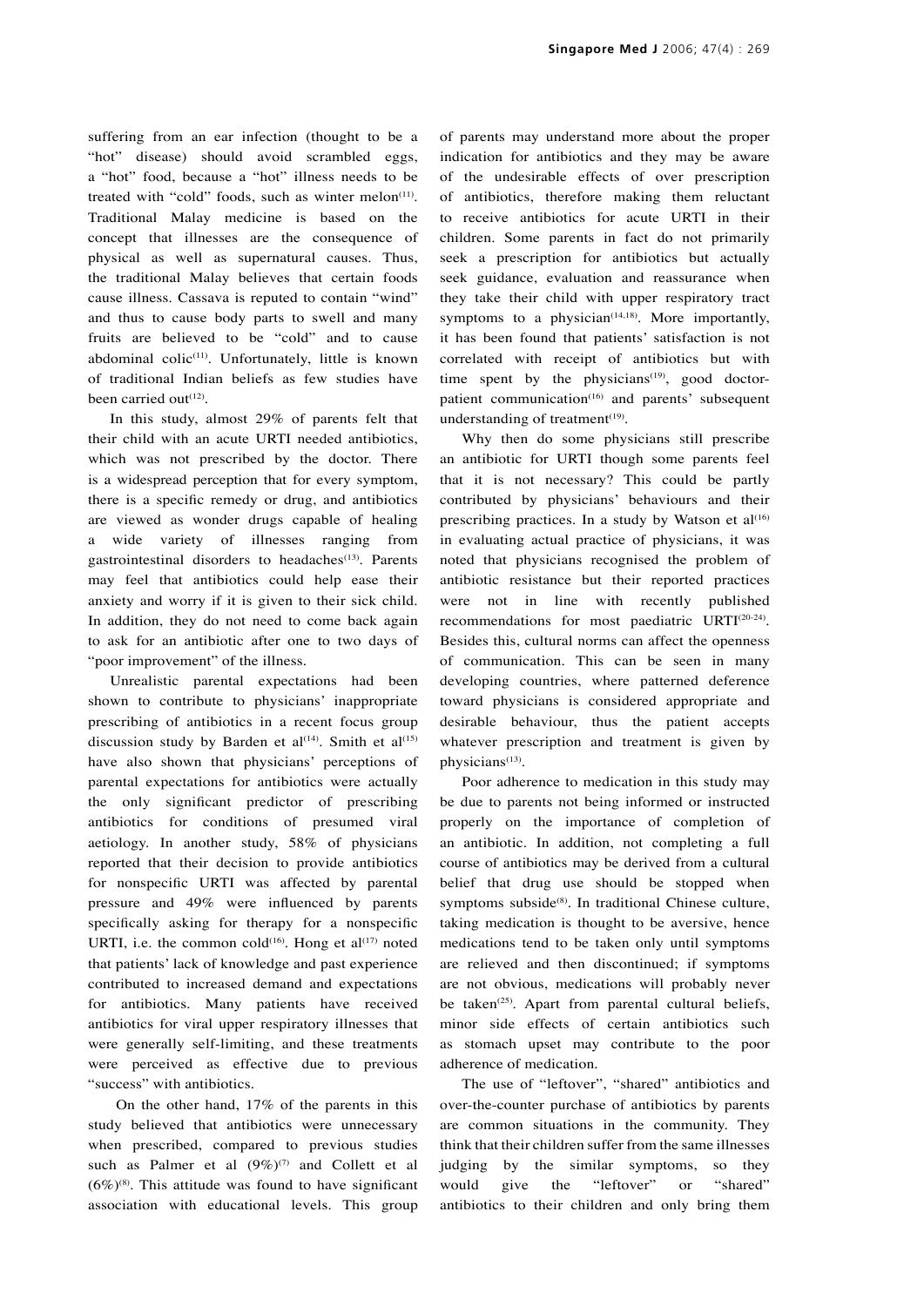suffering from an ear infection (thought to be a "hot" disease) should avoid scrambled eggs, a "hot" food, because a "hot" illness needs to be treated with "cold" foods, such as winter melon[11]. Traditional Malay medicine is based on the concept that illnesses are the consequence of physical as well as supernatural causes. Thus, the traditional Malay believes that certain foods cause illness. Cassava is reputed to contain "wind" and thus to cause body parts to swell and many fruits are believed to be "cold" and to cause abdominal colic[11]. Unfortunately, little is known of traditional Indian beliefs as few studies have been carried out[12].

In this study, almost 29% of parents felt that their child with an acute URTI needed antibiotics, which was not prescribed by the doctor. There is a widespread perception that for every symptom, there is a specific remedy or drug, and antibiotics are viewed as wonder drugs capable of healing a wide variety of illnesses ranging from gastrointestinal disorders to headaches[13]. Parents may feel that antibiotics could help ease their anxiety and worry if it is given to their sick child. In addition, they do not need to come back again to ask for an antibiotic after one to two days of "poor improvement" of the illness.

Unrealistic parental expectations had been shown to contribute to physicians' inappropriate prescribing of antibiotics in a recent focus group discussion study by Barden et al[14]. Smith et al[15] have also shown that physicians' perceptions of parental expectations for antibiotics were actually the only significant predictor of prescribing antibiotics for conditions of presumed viral aetiology. In another study, 58% of physicians reported that their decision to provide antibiotics for nonspecific URTI was affected by parental pressure and 49% were influenced by parents specifically asking for therapy for a nonspecific URTI, i.e. the common cold[16]. Hong et al[17] noted that patients' lack of knowledge and past experience contributed to increased demand and expectations for antibiotics. Many patients have received antibiotics for viral upper respiratory illnesses that were generally self-limiting, and these treatments were perceived as effective due to previous "success" with antibiotics.

On the other hand, 17% of the parents in this study believed that antibiotics were unnecessary when prescribed, compared to previous studies such as Palmer et al (9%)[7] and Collett et al (6%)[8]. This attitude was found to have significant association with educational levels. This group of parents may understand more about the proper indication for antibiotics and they may be aware of the undesirable effects of over prescription of antibiotics, therefore making them reluctant to receive antibiotics for acute URTI in their children. Some parents in fact do not primarily seek a prescription for antibiotics but actually seek guidance, evaluation and reassurance when they take their child with upper respiratory tract symptoms to a physician[14,18]. More importantly, it has been found that patients' satisfaction is not correlated with receipt of antibiotics but with time spent by the physicians[19], good doctor-patient communication[16] and parents' subsequent understanding of treatment[19].

Why then do some physicians still prescribe an antibiotic for URTI though some parents feel that it is not necessary? This could be partly contributed by physicians' behaviours and their prescribing practices. In a study by Watson et al[16] in evaluating actual practice of physicians, it was noted that physicians recognised the problem of antibiotic resistance but their reported practices were not in line with recently published recommendations for most paediatric URTI[20-24]. Besides this, cultural norms can affect the openness of communication. This can be seen in many developing countries, where patterned deference toward physicians is considered appropriate and desirable behaviour, thus the patient accepts whatever prescription and treatment is given by physicians[13].

Poor adherence to medication in this study may be due to parents not being informed or instructed properly on the importance of completion of an antibiotic. In addition, not completing a full course of antibiotics may be derived from a cultural belief that drug use should be stopped when symptoms subside[8]. In traditional Chinese culture, taking medication is thought to be aversive, hence medications tend to be taken only until symptoms are relieved and then discontinued; if symptoms are not obvious, medications will probably never be taken[25]. Apart from parental cultural beliefs, minor side effects of certain antibiotics such as stomach upset may contribute to the poor adherence of medication.

The use of "leftover", "shared" antibiotics and over-the-counter purchase of antibiotics by parents are common situations in the community. They think that their children suffer from the same illnesses judging by the similar symptoms, so they would give the "leftover" or "shared" antibiotics to their children and only bring them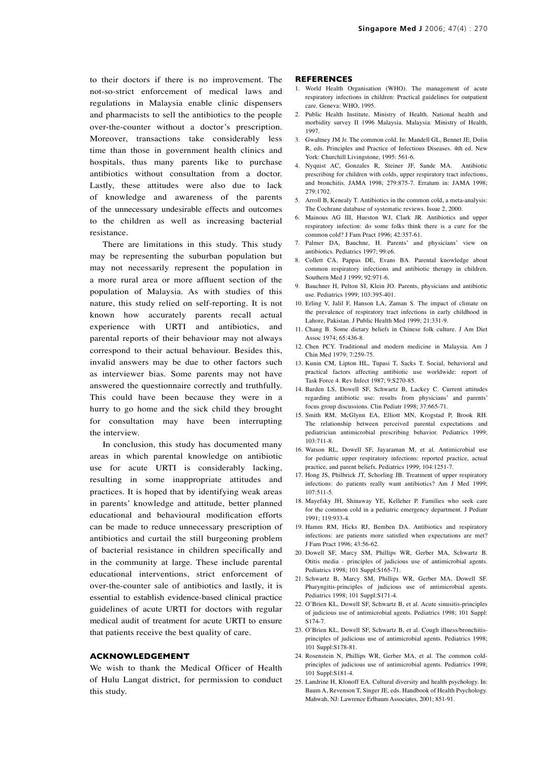to their doctors if there is no improvement. The not-so-strict enforcement of medical laws and regulations in Malaysia enable clinic dispensers and pharmacists to sell the antibiotics to the people over-the-counter without a doctor's prescription. Moreover, transactions take considerably less time than those in government health clinics and hospitals, thus many parents like to purchase antibiotics without consultation from a doctor. Lastly, these attitudes were also due to lack of knowledge and awareness of the parents of the unnecessary undesirable effects and outcomes to the children as well as increasing bacterial resistance.

There are limitations in this study. This study may be representing the suburban population but may not necessarily represent the population in a more rural area or more affluent section of the population of Malaysia. As with studies of this nature, this study relied on self-reporting. It is not known how accurately parents recall actual experience with URTI and antibiotics, and parental reports of their behaviour may not always correspond to their actual behaviour. Besides this, invalid answers may be due to other factors such as interviewer bias. Some parents may not have answered the questionnaire correctly and truthfully. This could have been because they were in a hurry to go home and the sick child they brought for consultation may have been interrupting the interview.

In conclusion, this study has documented many areas in which parental knowledge on antibiotic use for acute URTI is considerably lacking, resulting in some inappropriate attitudes and practices. It is hoped that by identifying weak areas in parents' knowledge and attitude, better planned educational and behavioural modification efforts can be made to reduce unnecessary prescription of antibiotics and curtail the still burgeoning problem of bacterial resistance in children specifically and in the community at large. These include parental educational interventions, strict enforcement of over-the-counter sale of antibiotics and lastly, it is essential to establish evidence-based clinical practice guidelines of acute URTI for doctors with regular medical audit of treatment for acute URTI to ensure that patients receive the best quality of care.

## ACKNOWLEDGEMENT

We wish to thank the Medical Officer of Health of Hulu Langat district, for permission to conduct this study.

## REFERENCES

1. World Health Organisation (WHO). The management of acute respiratory infections in children: Practical guidelines for outpatient care. Geneva: WHO, 1995.
2. Public Health Institute, Ministry of Health. National health and morbidity survey II 1996 Malaysia. Malaysia: Ministry of Health, 1997.
3. Gwaltney JM Jr. The common cold. In: Mandell GL, Bennet JE, Dolin R, eds. Principles and Practice of Infectious Diseases. 4th ed. New York: Churchill Livingstone, 1995: 561-6.
4. Nyquist AC, Gonzales R, Steiner JF, Sande MA. Antibiotic prescribing for children with colds, upper respiratory tract infections, and bronchitis. JAMA 1998; 279:875-7. Erratum in: JAMA 1998; 279:1702.
5. Arroll B, Kenealy T. Antibiotics in the common cold, a meta-analysis: The Cochrane database of systematic reviews. Issue 2, 2000.
6. Mainous AG III, Hueston WJ, Clark JR. Antibiotics and upper respiratory infection: do some folks think there is a cure for the common cold? J Fam Pract 1996; 42:357-61.
7. Palmer DA, Bauchne, H. Parents' and physicians' view on antibiotics. Pediatrics 1997; 99:e6.
8. Collett CA, Pappas DE, Evans BA. Parental knowledge about common respiratory infections and antibiotic therapy in children. Southern Med J 1999; 92:971-6.
9. Bauchner H, Pelton SI, Klein JO. Parents, physicians and antibiotic use. Pediatrics 1999; 103:395-401.
10. Erling V, Jalil F, Hanson LA, Zaman S. The impact of climate on the prevalence of respiratory tract infections in early childhood in Lahore, Pakistan. J Public Health Med 1999; 21:331-9.
11. Chang B. Some dietary beliefs in Chinese folk culture. J Am Diet Assoc 1974; 65:436-8.
12. Chen PCY. Traditional and modern medicine in Malaysia. Am J Chin Med 1979; 7:259-75.
13. Kunin CM, Lipton HL, Tupasi T, Sacks T. Social, behavioral and practical factors affecting antibiotic use worldwide: report of Task Force 4. Rev Infect 1987; 9:S270-85.
14. Barden LS, Dowell SF, Schwartz B, Lackey C. Current attitudes regarding antibiotic use: results from physicians' and parents' focus group discussions. Clin Pediatr 1998; 37:665-71.
15. Smith RM, McGlynn EA, Elliott MN, Krogstad P, Brook RH. The relationship between perceived parental expectations and pediatrician antimicrobial prescribing behavior. Pediatrics 1999; 103:711-8.
16. Watson RL, Dowell SF, Jayaraman M, et al. Antimicrobial use for pediatric upper respiratory infections: reported practice, actual practice, and parent beliefs. Pediatrics 1999; 104:1251-7.
17. Hong JS, Philbrick JT, Schorling JB. Treatment of upper respiratory infections: do patients really want antibiotics? Am J Med 1999; 107:511-5.
18. Mayefsky JH, Shinaway YE, Kelleher P. Families who seek care for the common cold in a pediatric emergency department. J Pediatr 1991; 119:933-4.
19. Hamm RM, Hicks RJ, Bemben DA. Antibiotics and respiratory infections: are patients more satisfied when expectations are met? J Fam Pract 1996; 43:56-62.
20. Dowell SF, Marcy SM, Phillips WR, Gerber MA, Schwartz B. Otitis media - principles of judicious use of antimicrobial agents. Pediatrics 1998; 101 Suppl:S165-71.
21. Schwartz B, Marcy SM, Phillips WR, Gerber MA, Dowell SF. Pharyngitis-principles of judicious use of antimicrobial agents. Pediatrics 1998; 101 Suppl:S171-4.
22. O'Brien KL, Dowell SF, Schwartz B, et al. Acute sinusitis-principles of judicious use of antimicrobial agents. Pediatrics 1998; 101 Suppl: S174-7.
23. O'Brien KL, Dowell SF, Schwartz B, et al. Cough illness/bronchitis-principles of judicious use of antimicrobial agents. Pediatrics 1998; 101 Suppl:S178-81.
24. Rosenstein N, Phillips WR, Gerber MA, et al. The common cold-principles of judicious use of antimicrobial agents. Pediatrics 1998; 101 Suppl:S181-4.
25. Landrine H, Klonoff EA. Cultural diversity and health psychology. In: Baum A, Revenson T, Singer JE, eds. Handbook of Health Psychology. Mahwah, NJ: Lawrence Erlbaum Associates, 2001; 851-91.